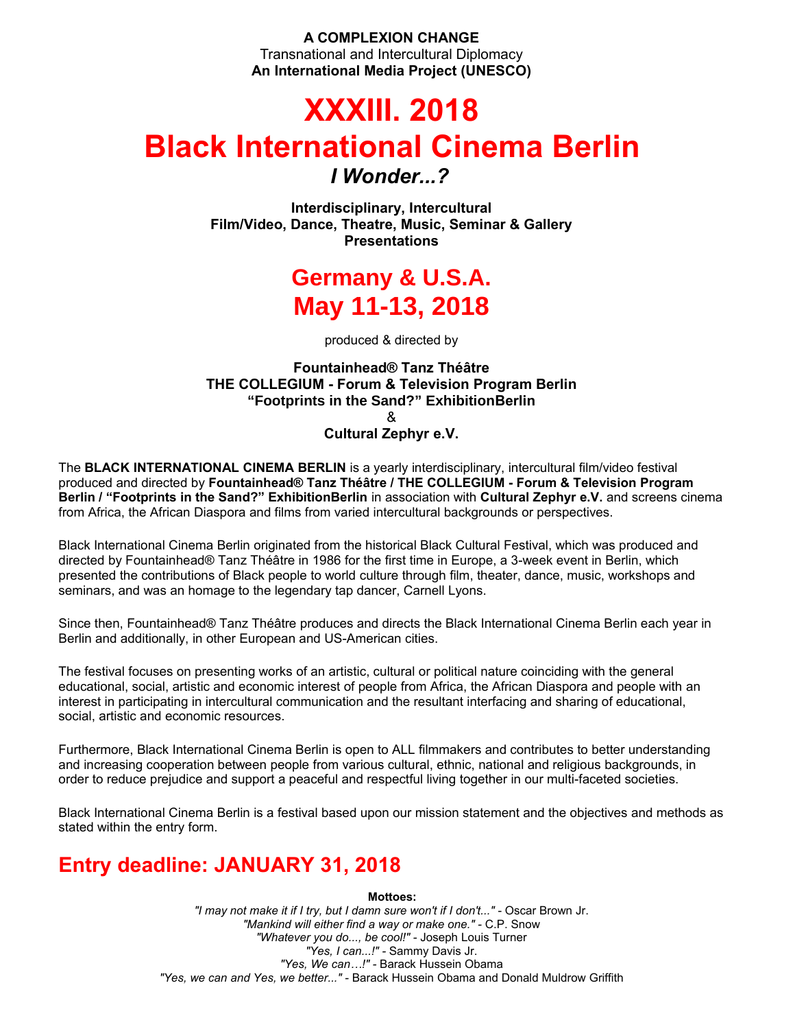**A COMPLEXION CHANGE**
Transnational and Intercultural Diplomacy
**An International Media Project (UNESCO)**

# XXXIII. 2018
# Black International Cinema Berlin
### *I Wonder...?*

**Interdisciplinary, Intercultural**
**Film/Video, Dance, Theatre, Music, Seminar & Gallery Presentations**

## Germany & U.S.A.
## May 11-13, 2018

produced & directed by

**Fountainhead® Tanz Théâtre**
**THE COLLEGIUM - Forum & Television Program Berlin**
**"Footprints in the Sand?" ExhibitionBerlin**
&
**Cultural Zephyr e.V.**

The **BLACK INTERNATIONAL CINEMA BERLIN** is a yearly interdisciplinary, intercultural film/video festival produced and directed by **Fountainhead® Tanz Théâtre / THE COLLEGIUM - Forum & Television Program Berlin / "Footprints in the Sand?" ExhibitionBerlin** in association with **Cultural Zephyr e.V.** and screens cinema from Africa, the African Diaspora and films from varied intercultural backgrounds or perspectives.

Black International Cinema Berlin originated from the historical Black Cultural Festival, which was produced and directed by Fountainhead® Tanz Théâtre in 1986 for the first time in Europe, a 3-week event in Berlin, which presented the contributions of Black people to world culture through film, theater, dance, music, workshops and seminars, and was an homage to the legendary tap dancer, Carnell Lyons.

Since then, Fountainhead® Tanz Théâtre produces and directs the Black International Cinema Berlin each year in Berlin and additionally, in other European and US-American cities.

The festival focuses on presenting works of an artistic, cultural or political nature coinciding with the general educational, social, artistic and economic interest of people from Africa, the African Diaspora and people with an interest in participating in intercultural communication and the resultant interfacing and sharing of educational, social, artistic and economic resources.

Furthermore, Black International Cinema Berlin is open to ALL filmmakers and contributes to better understanding and increasing cooperation between people from various cultural, ethnic, national and religious backgrounds, in order to reduce prejudice and support a peaceful and respectful living together in our multi-faceted societies.

Black International Cinema Berlin is a festival based upon our mission statement and the objectives and methods as stated within the entry form.

## Entry deadline: JANUARY 31, 2018

**Mottoes:**

*"I may not make it if I try, but I damn sure won't if I don't..."* - Oscar Brown Jr.
*"Mankind will either find a way or make one."* - C.P. Snow
*"Whatever you do..., be cool!"* - Joseph Louis Turner
*"Yes, I can...!"* - Sammy Davis Jr.
*"Yes, We can…!"* - Barack Hussein Obama
*"Yes, we can and Yes, we better..."* - Barack Hussein Obama and Donald Muldrow Griffith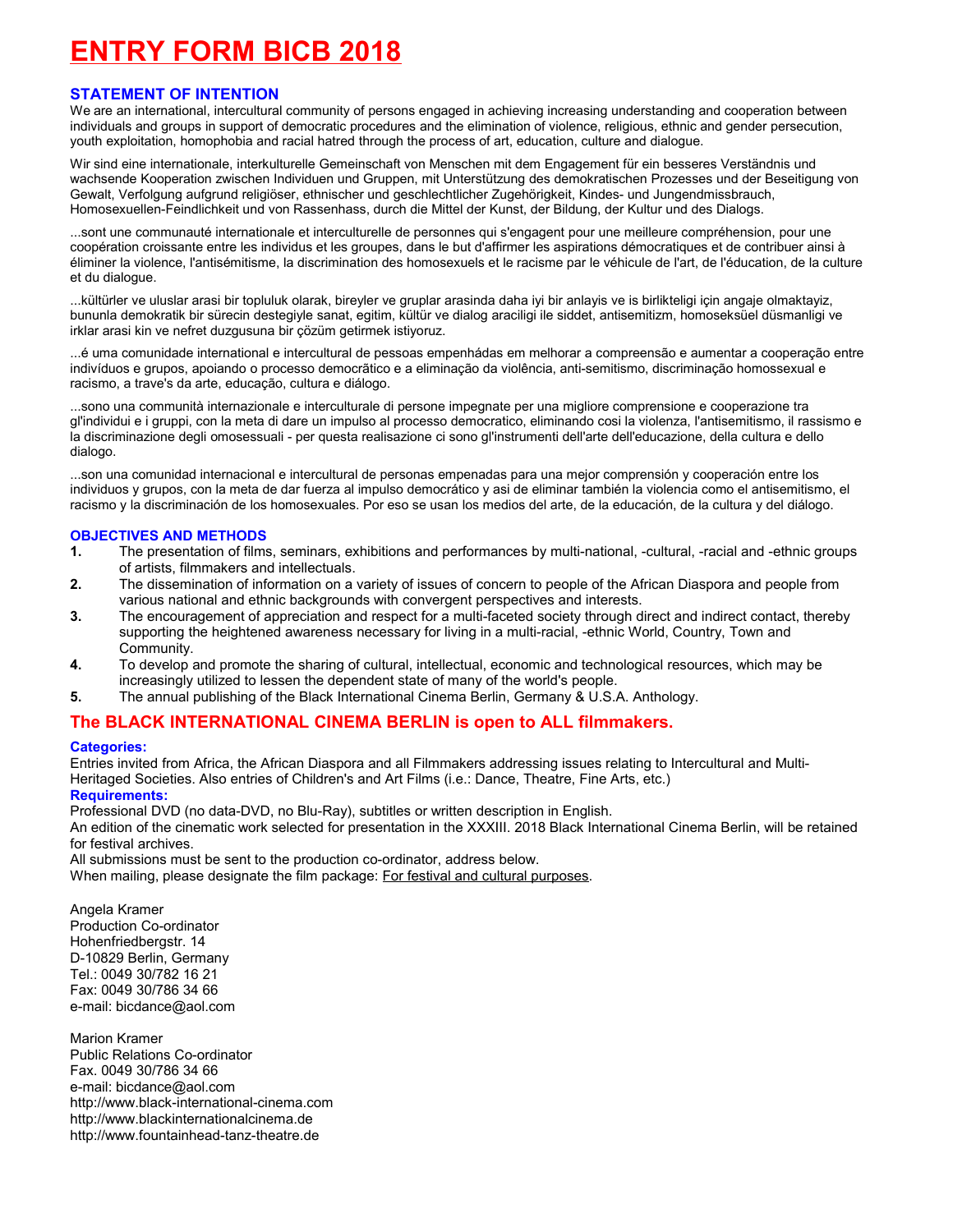# ENTRY FORM BICB 2018

### STATEMENT OF INTENTION

We are an international, intercultural community of persons engaged in achieving increasing understanding and cooperation between individuals and groups in support of democratic procedures and the elimination of violence, religious, ethnic and gender persecution, youth exploitation, homophobia and racial hatred through the process of art, education, culture and dialogue.

Wir sind eine internationale, interkulturelle Gemeinschaft von Menschen mit dem Engagement für ein besseres Verständnis und wachsende Kooperation zwischen Individuen und Gruppen, mit Unterstützung des demokratischen Prozesses und der Beseitigung von Gewalt, Verfolgung aufgrund religiöser, ethnischer und geschlechtlicher Zugehörigkeit, Kindes- und Jungendmissbrauch, Homosexuellen-Feindlichkeit und von Rassenhass, durch die Mittel der Kunst, der Bildung, der Kultur und des Dialogs.

...sont une communauté internationale et interculturelle de personnes qui s'engagent pour une meilleure compréhension, pour une coopération croissante entre les individus et les groupes, dans le but d'affirmer les aspirations démocratiques et de contribuer ainsi à éliminer la violence, l'antisémitisme, la discrimination des homosexuels et le racisme par le véhicule de l'art, de l'éducation, de la culture et du dialogue.

...kültürler ve uluslar arasi bir topluluk olarak, bireyler ve gruplar arasinda daha iyi bir anlayis ve is birlikteligi için angaje olmaktayiz, bununla demokratik bir sürecin destegiyle sanat, egitim, kültür ve dialog araciligi ile siddet, antisemitizm, homoseksüel düsmanligi ve irklar arasi kin ve nefret duzgusuna bir çözüm getirmek istiyoruz.

...é uma comunidade international e intercultural de pessoas empenhádas em melhorar a compreensão e aumentar a cooperação entre indivíduos e grupos, apoiando o processo democrãtico e a eliminação da violência, anti-semitismo, discriminação homossexual e racismo, a trave's da arte, educação, cultura e diálogo.

...sono una communità internazionale e interculturale di persone impegnate per una migliore comprensione e cooperazione tra gl'individui e i gruppi, con la meta di dare un impulso al processo democratico, eliminando cosi la violenza, l'antisemitismo, il rassismo e la discriminazione degli omosessuali - per questa realisazione ci sono gl'instrumenti dell'arte dell'educazione, della cultura e dello dialogo.

...son una comunidad internacional e intercultural de personas empenadas para una mejor comprensión y cooperación entre los individuos y grupos, con la meta de dar fuerza al impulso democrático y asi de eliminar también la violencia como el antisemitismo, el racismo y la discriminación de los homosexuales. Por eso se usan los medios del arte, de la educación, de la cultura y del diálogo.

### OBJECTIVES AND METHODS

1. The presentation of films, seminars, exhibitions and performances by multi-national, -cultural, -racial and -ethnic groups of artists, filmmakers and intellectuals.
2. The dissemination of information on a variety of issues of concern to people of the African Diaspora and people from various national and ethnic backgrounds with convergent perspectives and interests.
3. The encouragement of appreciation and respect for a multi-faceted society through direct and indirect contact, thereby supporting the heightened awareness necessary for living in a multi-racial, -ethnic World, Country, Town and Community.
4. To develop and promote the sharing of cultural, intellectual, economic and technological resources, which may be increasingly utilized to lessen the dependent state of many of the world's people.
5. The annual publishing of the Black International Cinema Berlin, Germany & U.S.A. Anthology.

## The BLACK INTERNATIONAL CINEMA BERLIN is open to ALL filmmakers.

**Categories:**
Entries invited from Africa, the African Diaspora and all Filmmakers addressing issues relating to Intercultural and Multi-Heritaged Societies. Also entries of Children's and Art Films (i.e.: Dance, Theatre, Fine Arts, etc.)

**Requirements:**
Professional DVD (no data-DVD, no Blu-Ray), subtitles or written description in English.
An edition of the cinematic work selected for presentation in the XXXIII. 2018 Black International Cinema Berlin, will be retained for festival archives.
All submissions must be sent to the production co-ordinator, address below.
When mailing, please designate the film package: For festival and cultural purposes.

Angela Kramer
Production Co-ordinator
Hohenfriedbergstr. 14
D-10829 Berlin, Germany
Tel.: 0049 30/782 16 21
Fax: 0049 30/786 34 66
e-mail: bicdance@aol.com

Marion Kramer
Public Relations Co-ordinator
Fax. 0049 30/786 34 66
e-mail: bicdance@aol.com
http://www.black-international-cinema.com
http://www.blackinternationalcinema.de
http://www.fountainhead-tanz-theatre.de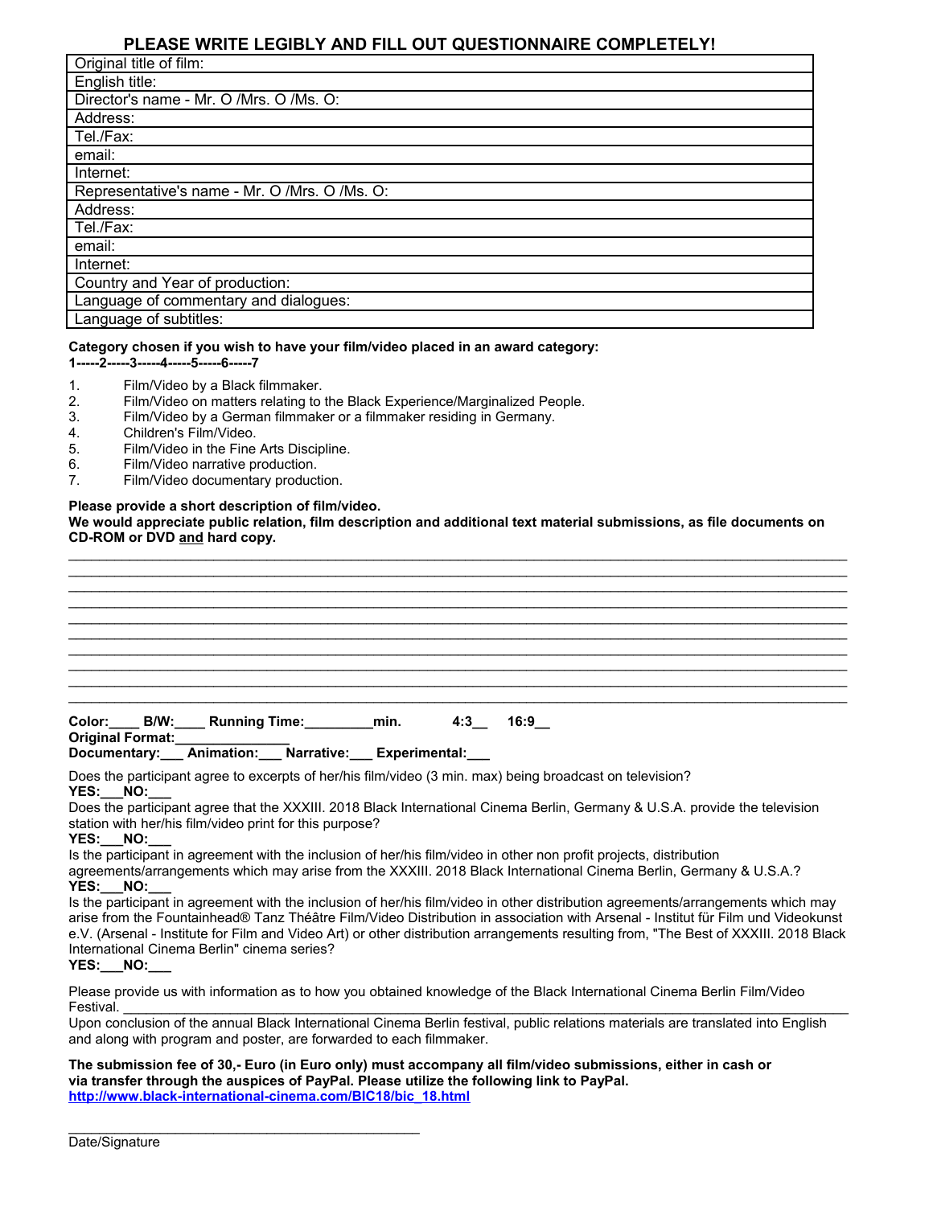## PLEASE WRITE LEGIBLY AND FILL OUT QUESTIONNAIRE COMPLETELY!

| |
|---|
| Original title of film: |
| English title: |
| Director's name - Mr. O /Mrs. O /Ms. O: |
| Address: |
| Tel./Fax: |
| email: |
| Internet: |
| Representative's name - Mr. O /Mrs. O /Ms. O: |
| Address: |
| Tel./Fax: |
| email: |
| Internet: |
| Country and Year of production: |
| Language of commentary and dialogues: |
| Language of subtitles: |

**Category chosen if you wish to have your film/video placed in an award category:**
**1-----2-----3-----4-----5-----6-----7**

1. Film/Video by a Black filmmaker.
2. Film/Video on matters relating to the Black Experience/Marginalized People.
3. Film/Video by a German filmmaker or a filmmaker residing in Germany.
4. Children's Film/Video.
5. Film/Video in the Fine Arts Discipline.
6. Film/Video narrative production.
7. Film/Video documentary production.

**Please provide a short description of film/video.**
**We would appreciate public relation, film description and additional text material submissions, as file documents on CD-ROM or DVD and hard copy.**

______________________________________________________________________________________
______________________________________________________________________________________
______________________________________________________________________________________
______________________________________________________________________________________
______________________________________________________________________________________
______________________________________________________________________________________
______________________________________________________________________________________
______________________________________________________________________________________
______________________________________________________________________________________
______________________________________________________________________________________

**Color:____ B/W:____ Running Time:_________min. 4:3__ 16:9__**
**Original Format:_______________**
**Documentary:___ Animation:___ Narrative:___ Experimental:___**

Does the participant agree to excerpts of her/his film/video (3 min. max) being broadcast on television?
**YES:___NO:___**
Does the participant agree that the XXXIII. 2018 Black International Cinema Berlin, Germany & U.S.A. provide the television station with her/his film/video print for this purpose?
**YES:___NO:___**
Is the participant in agreement with the inclusion of her/his film/video in other non profit projects, distribution agreements/arrangements which may arise from the XXXIII. 2018 Black International Cinema Berlin, Germany & U.S.A.?
**YES:___NO:___**
Is the participant in agreement with the inclusion of her/his film/video in other distribution agreements/arrangements which may arise from the Fountainhead® Tanz Théâtre Film/Video Distribution in association with Arsenal - Institut für Film und Videokunst e.V. (Arsenal - Institute for Film and Video Art) or other distribution arrangements resulting from, "The Best of XXXIII. 2018 Black International Cinema Berlin" cinema series?
**YES:___NO:___**

Please provide us with information as to how you obtained knowledge of the Black International Cinema Berlin Film/Video Festival. ______________________________________________________________________________
Upon conclusion of the annual Black International Cinema Berlin festival, public relations materials are translated into English and along with program and poster, are forwarded to each filmmaker.

**The submission fee of 30,- Euro (in Euro only) must accompany all film/video submissions, either in cash or via transfer through the auspices of PayPal. Please utilize the following link to PayPal.**
**http://www.black-international-cinema.com/BIC18/bic_18.html**

_____________________________________________
Date/Signature